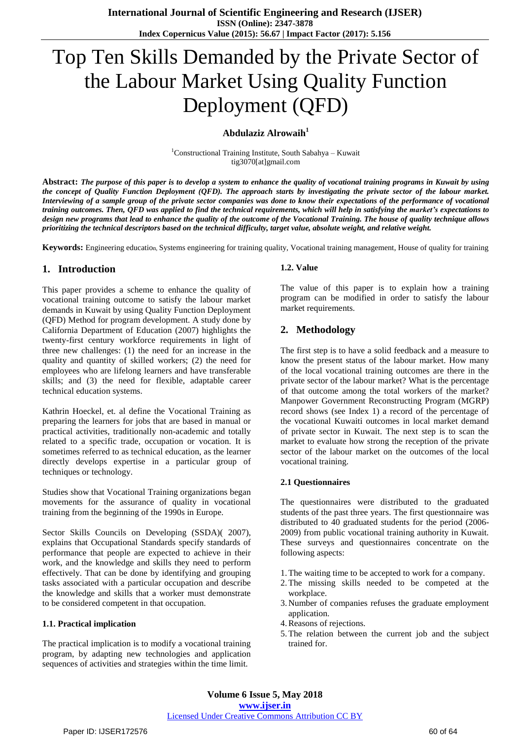# Top Ten Skills Demanded by the Private Sector of the Labour Market Using Quality Function Deployment (QFD)

**Abdulaziz Alrowaih**[1]

[1]Constructional Training Institute, South Sabahya – Kuwait
tig3070[at]gmail.com

**Abstract:** ***The purpose of this paper is to develop a system to enhance the quality of vocational training programs in Kuwait by using the concept of Quality Function Deployment (QFD). The approach starts by investigating the private sector of the labour market. Interviewing of a sample group of the private sector companies was done to know their expectations of the performance of vocational training outcomes. Then, QFD was applied to find the technical requirements, which will help in satisfying the market's expectations to design new programs that lead to enhance the quality of the outcome of the Vocational Training. The house of quality technique allows prioritizing the technical descriptors based on the technical difficulty, target value, absolute weight, and relative weight.***

**Keywords:** Engineering education, Systems engineering for training quality, Vocational training management, House of quality for training

## 1. Introduction

This paper provides a scheme to enhance the quality of vocational training outcome to satisfy the labour market demands in Kuwait by using Quality Function Deployment (QFD) Method for program development. A study done by California Department of Education (2007) highlights the twenty-first century workforce requirements in light of three new challenges: (1) the need for an increase in the quality and quantity of skilled workers; (2) the need for employees who are lifelong learners and have transferable skills; and (3) the need for flexible, adaptable career technical education systems.

Kathrin Hoeckel, et. al define the Vocational Training as preparing the learners for jobs that are based in manual or practical activities, traditionally non-academic and totally related to a specific trade, occupation or vocation. It is sometimes referred to as technical education, as the learner directly develops expertise in a particular group of techniques or technology.

Studies show that Vocational Training organizations began movements for the assurance of quality in vocational training from the beginning of the 1990s in Europe.

Sector Skills Councils on Developing (SSDA)( 2007), explains that Occupational Standards specify standards of performance that people are expected to achieve in their work, and the knowledge and skills they need to perform effectively. That can be done by identifying and grouping tasks associated with a particular occupation and describe the knowledge and skills that a worker must demonstrate to be considered competent in that occupation.

### 1.1. Practical implication

The practical implication is to modify a vocational training program, by adapting new technologies and application sequences of activities and strategies within the time limit.

### 1.2. Value

The value of this paper is to explain how a training program can be modified in order to satisfy the labour market requirements.

## 2. Methodology

The first step is to have a solid feedback and a measure to know the present status of the labour market. How many of the local vocational training outcomes are there in the private sector of the labour market? What is the percentage of that outcome among the total workers of the market? Manpower Government Reconstructing Program (MGRP) record shows (see Index 1) a record of the percentage of the vocational Kuwaiti outcomes in local market demand of private sector in Kuwait. The next step is to scan the market to evaluate how strong the reception of the private sector of the labour market on the outcomes of the local vocational training.

### 2.1 Questionnaires

The questionnaires were distributed to the graduated students of the past three years. The first questionnaire was distributed to 40 graduated students for the period (2006-2009) from public vocational training authority in Kuwait. These surveys and questionnaires concentrate on the following aspects:

1. The waiting time to be accepted to work for a company.
2. The missing skills needed to be competed at the workplace.
3. Number of companies refuses the graduate employment application.
4. Reasons of rejections.
5. The relation between the current job and the subject trained for.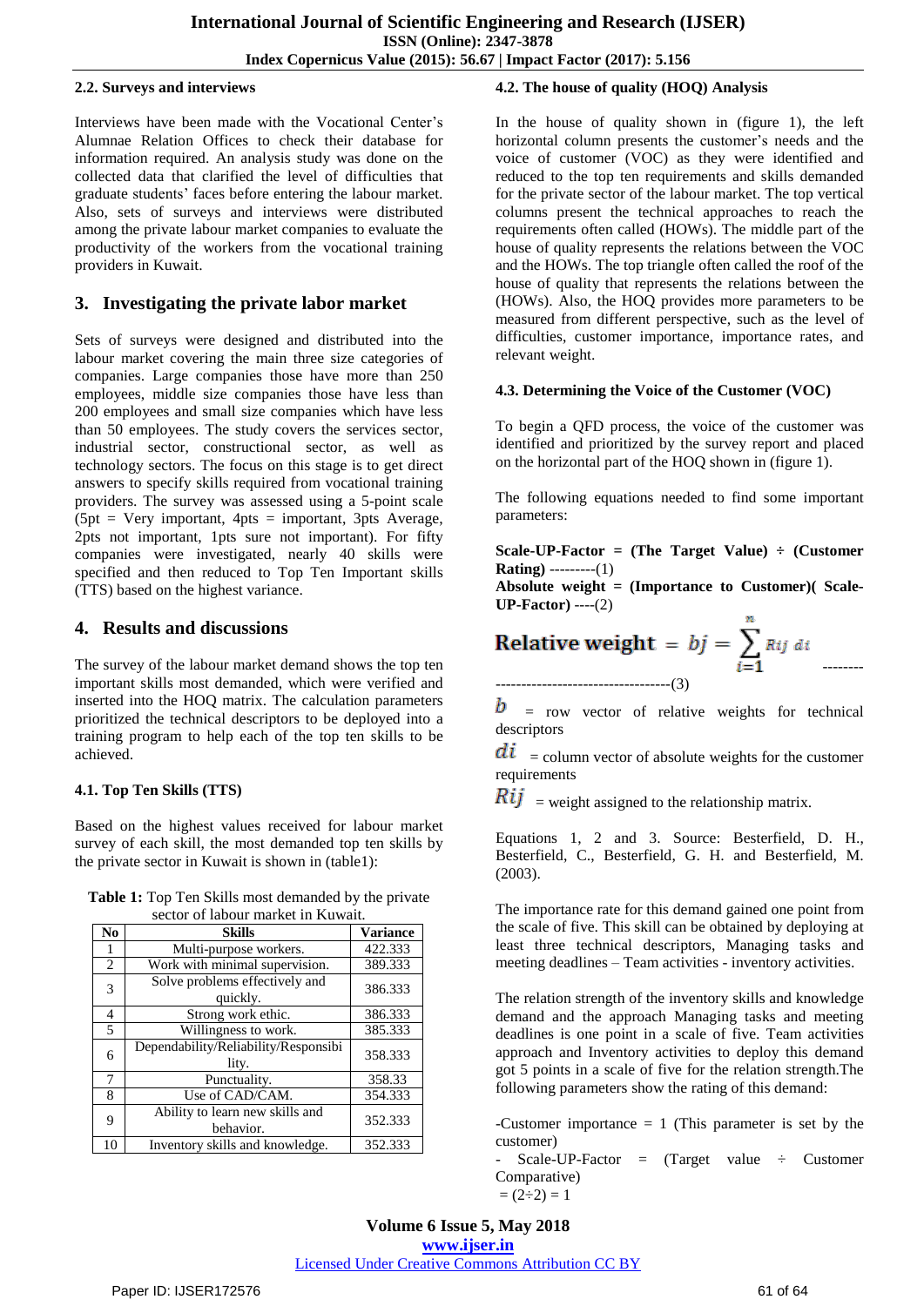### 2.2. Surveys and interviews

Interviews have been made with the Vocational Center's Alumnae Relation Offices to check their database for information required. An analysis study was done on the collected data that clarified the level of difficulties that graduate students' faces before entering the labour market. Also, sets of surveys and interviews were distributed among the private labour market companies to evaluate the productivity of the workers from the vocational training providers in Kuwait.

## 3. Investigating the private labor market

Sets of surveys were designed and distributed into the labour market covering the main three size categories of companies. Large companies those have more than 250 employees, middle size companies those have less than 200 employees and small size companies which have less than 50 employees. The study covers the services sector, industrial sector, constructional sector, as well as technology sectors. The focus on this stage is to get direct answers to specify skills required from vocational training providers. The survey was assessed using a 5-point scale (5pt = Very important, 4pts = important, 3pts Average, 2pts not important, 1pts sure not important). For fifty companies were investigated, nearly 40 skills were specified and then reduced to Top Ten Important skills (TTS) based on the highest variance.

## 4. Results and discussions

The survey of the labour market demand shows the top ten important skills most demanded, which were verified and inserted into the HOQ matrix. The calculation parameters prioritized the technical descriptors to be deployed into a training program to help each of the top ten skills to be achieved.

### 4.1. Top Ten Skills (TTS)

Based on the highest values received for labour market survey of each skill, the most demanded top ten skills by the private sector in Kuwait is shown in (table1):

**Table 1:** Top Ten Skills most demanded by the private sector of labour market in Kuwait.

| No | Skills | Variance |
|---|---|---|
| 1 | Multi-purpose workers. | 422.333 |
| 2 | Work with minimal supervision. | 389.333 |
| 3 | Solve problems effectively and quickly. | 386.333 |
| 4 | Strong work ethic. | 386.333 |
| 5 | Willingness to work. | 385.333 |
| 6 | Dependability/Reliability/Responsibility. | 358.333 |
| 7 | Punctuality. | 358.33 |
| 8 | Use of CAD/CAM. | 354.333 |
| 9 | Ability to learn new skills and behavior. | 352.333 |
| 10 | Inventory skills and knowledge. | 352.333 |

### 4.2. The house of quality (HOQ) Analysis

In the house of quality shown in (figure 1), the left horizontal column presents the customer's needs and the voice of customer (VOC) as they were identified and reduced to the top ten requirements and skills demanded for the private sector of the labour market. The top vertical columns present the technical approaches to reach the requirements often called (HOWs). The middle part of the house of quality represents the relations between the VOC and the HOWs. The top triangle often called the roof of the house of quality that represents the relations between the (HOWs). Also, the HOQ provides more parameters to be measured from different perspective, such as the level of difficulties, customer importance, importance rates, and relevant weight.

### 4.3. Determining the Voice of the Customer (VOC)

To begin a QFD process, the voice of the customer was identified and prioritized by the survey report and placed on the horizontal part of the HOQ shown in (figure 1).

The following equations needed to find some important parameters:

**Scale-UP-Factor = (The Target Value) ÷ (Customer Rating)** ---------(1)

**Absolute weight = (Importance to Customer)( Scale-UP-Factor)** ----(2)

$$\textbf{Relative weight} = bj = \sum_{i=1}^{n} R_{ij}\, d_i \quad \text{------------------------------------------(3)}$$

$b$ = row vector of relative weights for technical descriptors

$di$ = column vector of absolute weights for the customer requirements

$Rij$ = weight assigned to the relationship matrix.

Equations 1, 2 and 3. Source: Besterfield, D. H., Besterfield, C., Besterfield, G. H. and Besterfield, M. (2003).

The importance rate for this demand gained one point from the scale of five. This skill can be obtained by deploying at least three technical descriptors, Managing tasks and meeting deadlines – Team activities - inventory activities.

The relation strength of the inventory skills and knowledge demand and the approach Managing tasks and meeting deadlines is one point in a scale of five. Team activities approach and Inventory activities to deploy this demand got 5 points in a scale of five for the relation strength.The following parameters show the rating of this demand:

-Customer importance = 1 (This parameter is set by the customer)

- Scale-UP-Factor = (Target value ÷ Customer Comparative)
 = (2÷2) = 1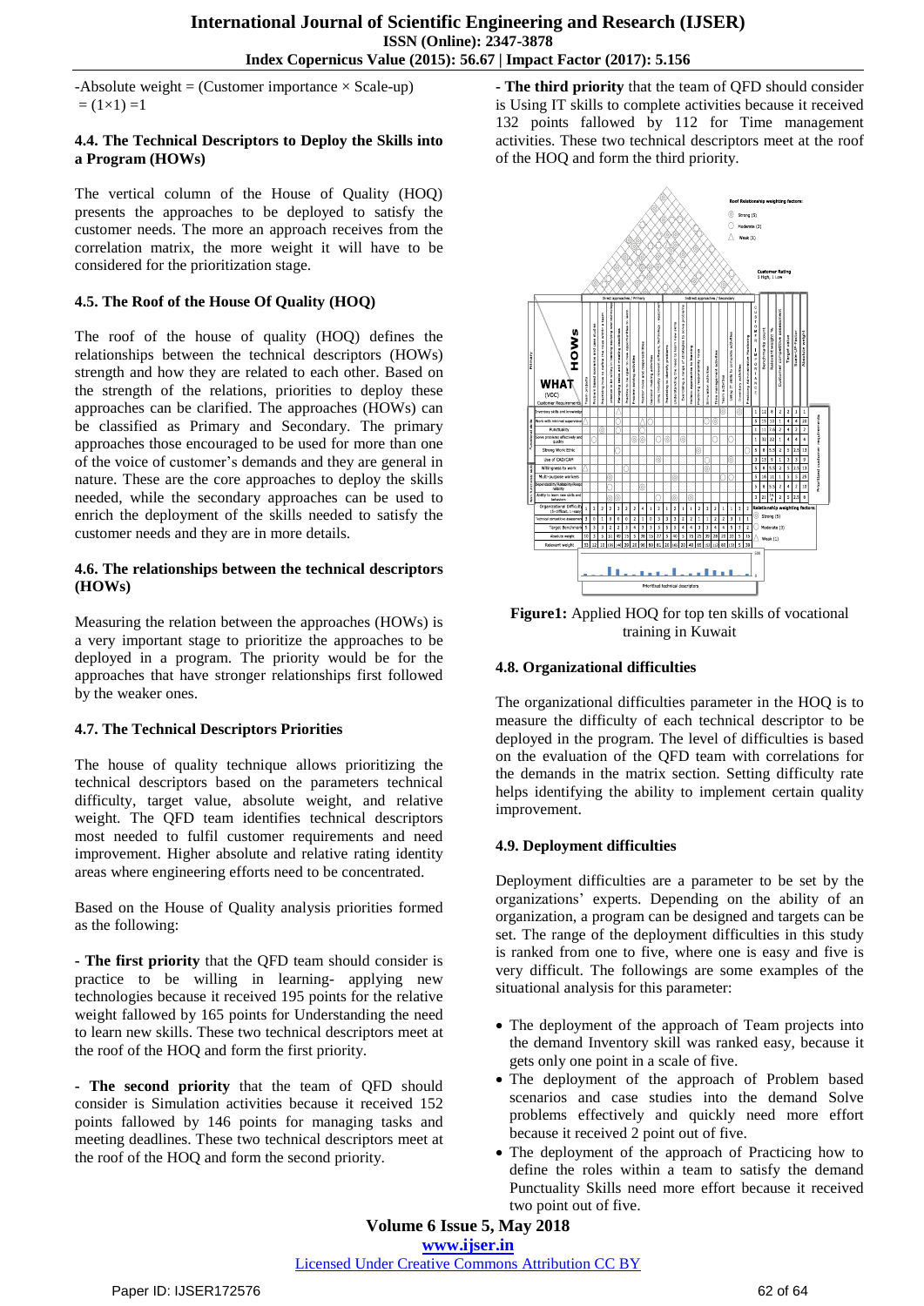-Absolute weight = (Customer importance × Scale-up) = (1×1) =1

### 4.4. The Technical Descriptors to Deploy the Skills into a Program (HOWs)

The vertical column of the House of Quality (HOQ) presents the approaches to be deployed to satisfy the customer needs. The more an approach receives from the correlation matrix, the more weight it will have to be considered for the prioritization stage.

### 4.5. The Roof of the House Of Quality (HOQ)

The roof of the house of quality (HOQ) defines the relationships between the technical descriptors (HOWs) strength and how they are related to each other. Based on the strength of the relations, priorities to deploy these approaches can be clarified. The approaches (HOWs) can be classified as Primary and Secondary. The primary approaches those encouraged to be used for more than one of the voice of customer's demands and they are general in nature. These are the core approaches to deploy the skills needed, while the secondary approaches can be used to enrich the deployment of the skills needed to satisfy the customer needs and they are in more details.

### 4.6. The relationships between the technical descriptors (HOWs)

Measuring the relation between the approaches (HOWs) is a very important stage to prioritize the approaches to be deployed in a program. The priority would be for the approaches that have stronger relationships first followed by the weaker ones.

### 4.7. The Technical Descriptors Priorities

The house of quality technique allows prioritizing the technical descriptors based on the parameters technical difficulty, target value, absolute weight, and relative weight. The QFD team identifies technical descriptors most needed to fulfil customer requirements and need improvement. Higher absolute and relative rating identity areas where engineering efforts need to be concentrated.

Based on the House of Quality analysis priorities formed as the following:

**- The first priority** that the QFD team should consider is practice to be willing in learning- applying new technologies because it received 195 points for the relative weight fallowed by 165 points for Understanding the need to learn new skills. These two technical descriptors meet at the roof of the HOQ and form the first priority.

**- The second priority** that the team of QFD should consider is Simulation activities because it received 152 points fallowed by 146 points for managing tasks and meeting deadlines. These two technical descriptors meet at the roof of the HOQ and form the second priority.

**- The third priority** that the team of QFD should consider is Using IT skills to complete activities because it received 132 points fallowed by 112 for Time management activities. These two technical descriptors meet at the roof of the HOQ and form the third priority.

**Figure1:** Applied HOQ for top ten skills of vocational training in Kuwait

### 4.8. Organizational difficulties

The organizational difficulties parameter in the HOQ is to measure the difficulty of each technical descriptor to be deployed in the program. The level of difficulties is based on the evaluation of the QFD team with correlations for the demands in the matrix section. Setting difficulty rate helps identifying the ability to implement certain quality improvement.

### 4.9. Deployment difficulties

Deployment difficulties are a parameter to be set by the organizations' experts. Depending on the ability of an organization, a program can be designed and targets can be set. The range of the deployment difficulties in this study is ranked from one to five, where one is easy and five is very difficult. The followings are some examples of the situational analysis for this parameter:

- The deployment of the approach of Team projects into the demand Inventory skill was ranked easy, because it gets only one point in a scale of five.
- The deployment of the approach of Problem based scenarios and case studies into the demand Solve problems effectively and quickly need more effort because it received 2 point out of five.
- The deployment of the approach of Practicing how to define the roles within a team to satisfy the demand Punctuality Skills need more effort because it received two point out of five.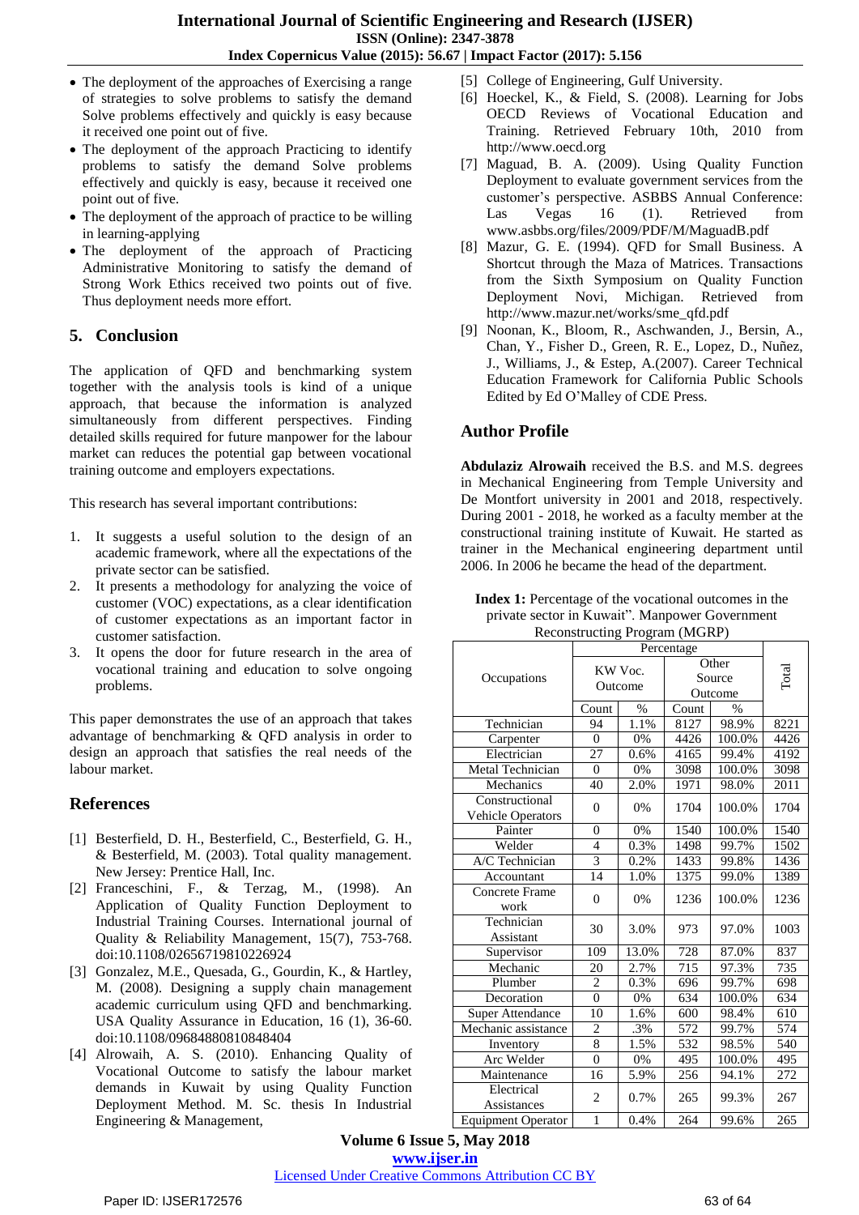- The deployment of the approaches of Exercising a range of strategies to solve problems to satisfy the demand Solve problems effectively and quickly is easy because it received one point out of five.
- The deployment of the approach Practicing to identify problems to satisfy the demand Solve problems effectively and quickly is easy, because it received one point out of five.
- The deployment of the approach of practice to be willing in learning-applying
- The deployment of the approach of Practicing Administrative Monitoring to satisfy the demand of Strong Work Ethics received two points out of five. Thus deployment needs more effort.

## 5. Conclusion

The application of QFD and benchmarking system together with the analysis tools is kind of a unique approach, that because the information is analyzed simultaneously from different perspectives. Finding detailed skills required for future manpower for the labour market can reduces the potential gap between vocational training outcome and employers expectations.

This research has several important contributions:

1. It suggests a useful solution to the design of an academic framework, where all the expectations of the private sector can be satisfied.
2. It presents a methodology for analyzing the voice of customer (VOC) expectations, as a clear identification of customer expectations as an important factor in customer satisfaction.
3. It opens the door for future research in the area of vocational training and education to solve ongoing problems.

This paper demonstrates the use of an approach that takes advantage of benchmarking & QFD analysis in order to design an approach that satisfies the real needs of the labour market.

## References

[1] Besterfield, D. H., Besterfield, C., Besterfield, G. H., & Besterfield, M. (2003). Total quality management. New Jersey: Prentice Hall, Inc.

[2] Franceschini, F., & Terzag, M., (1998). An Application of Quality Function Deployment to Industrial Training Courses. International journal of Quality & Reliability Management, 15(7), 753-768. doi:10.1108/02656719810226924

[3] Gonzalez, M.E., Quesada, G., Gourdin, K., & Hartley, M. (2008). Designing a supply chain management academic curriculum using QFD and benchmarking. USA Quality Assurance in Education, 16 (1), 36-60. doi:10.1108/09684880810848404

[4] Alrowaih, A. S. (2010). Enhancing Quality of Vocational Outcome to satisfy the labour market demands in Kuwait by using Quality Function Deployment Method. M. Sc. thesis In Industrial Engineering & Management,

[5] College of Engineering, Gulf University.

[6] Hoeckel, K., & Field, S. (2008). Learning for Jobs OECD Reviews of Vocational Education and Training. Retrieved February 10th, 2010 from http://www.oecd.org

[7] Maguad, B. A. (2009). Using Quality Function Deployment to evaluate government services from the customer's perspective. ASBBS Annual Conference: Las Vegas 16 (1). Retrieved from www.asbbs.org/files/2009/PDF/M/MaguadB.pdf

[8] Mazur, G. E. (1994). QFD for Small Business. A Shortcut through the Maza of Matrices. Transactions from the Sixth Symposium on Quality Function Deployment Novi, Michigan. Retrieved from http://www.mazur.net/works/sme_qfd.pdf

[9] Noonan, K., Bloom, R., Aschwanden, J., Bersin, A., Chan, Y., Fisher D., Green, R. E., Lopez, D., Nuñez, J., Williams, J., & Estep, A.(2007). Career Technical Education Framework for California Public Schools Edited by Ed O'Malley of CDE Press.

## Author Profile

**Abdulaziz Alrowaih** received the B.S. and M.S. degrees in Mechanical Engineering from Temple University and De Montfort university in 2001 and 2018, respectively. During 2001 - 2018, he worked as a faculty member at the constructional training institute of Kuwait. He started as trainer in the Mechanical engineering department until 2006. In 2006 he became the head of the department.

**Index 1:** Percentage of the vocational outcomes in the private sector in Kuwait". Manpower Government Reconstructing Program (MGRP)

| Occupations | Percentage | | | | Total |
|---|---|---|---|---|---|
| | KW Voc. Outcome | | Other Source Outcome | | |
| | Count | % | Count | % | |
| Technician | 94 | 1.1% | 8127 | 98.9% | 8221 |
| Carpenter | 0 | 0% | 4426 | 100.0% | 4426 |
| Electrician | 27 | 0.6% | 4165 | 99.4% | 4192 |
| Metal Technician | 0 | 0% | 3098 | 100.0% | 3098 |
| Mechanics | 40 | 2.0% | 1971 | 98.0% | 2011 |
| Constructional Vehicle Operators | 0 | 0% | 1704 | 100.0% | 1704 |
| Painter | 0 | 0% | 1540 | 100.0% | 1540 |
| Welder | 4 | 0.3% | 1498 | 99.7% | 1502 |
| A/C Technician | 3 | 0.2% | 1433 | 99.8% | 1436 |
| Accountant | 14 | 1.0% | 1375 | 99.0% | 1389 |
| Concrete Frame work | 0 | 0% | 1236 | 100.0% | 1236 |
| Technician Assistant | 30 | 3.0% | 973 | 97.0% | 1003 |
| Supervisor | 109 | 13.0% | 728 | 87.0% | 837 |
| Mechanic | 20 | 2.7% | 715 | 97.3% | 735 |
| Plumber | 2 | 0.3% | 696 | 99.7% | 698 |
| Decoration | 0 | 0% | 634 | 100.0% | 634 |
| Super Attendance | 10 | 1.6% | 600 | 98.4% | 610 |
| Mechanic assistance | 2 | .3% | 572 | 99.7% | 574 |
| Inventory | 8 | 1.5% | 532 | 98.5% | 540 |
| Arc Welder | 0 | 0% | 495 | 100.0% | 495 |
| Maintenance | 16 | 5.9% | 256 | 94.1% | 272 |
| Electrical Assistances | 2 | 0.7% | 265 | 99.3% | 267 |
| Equipment Operator | 1 | 0.4% | 264 | 99.6% | 265 |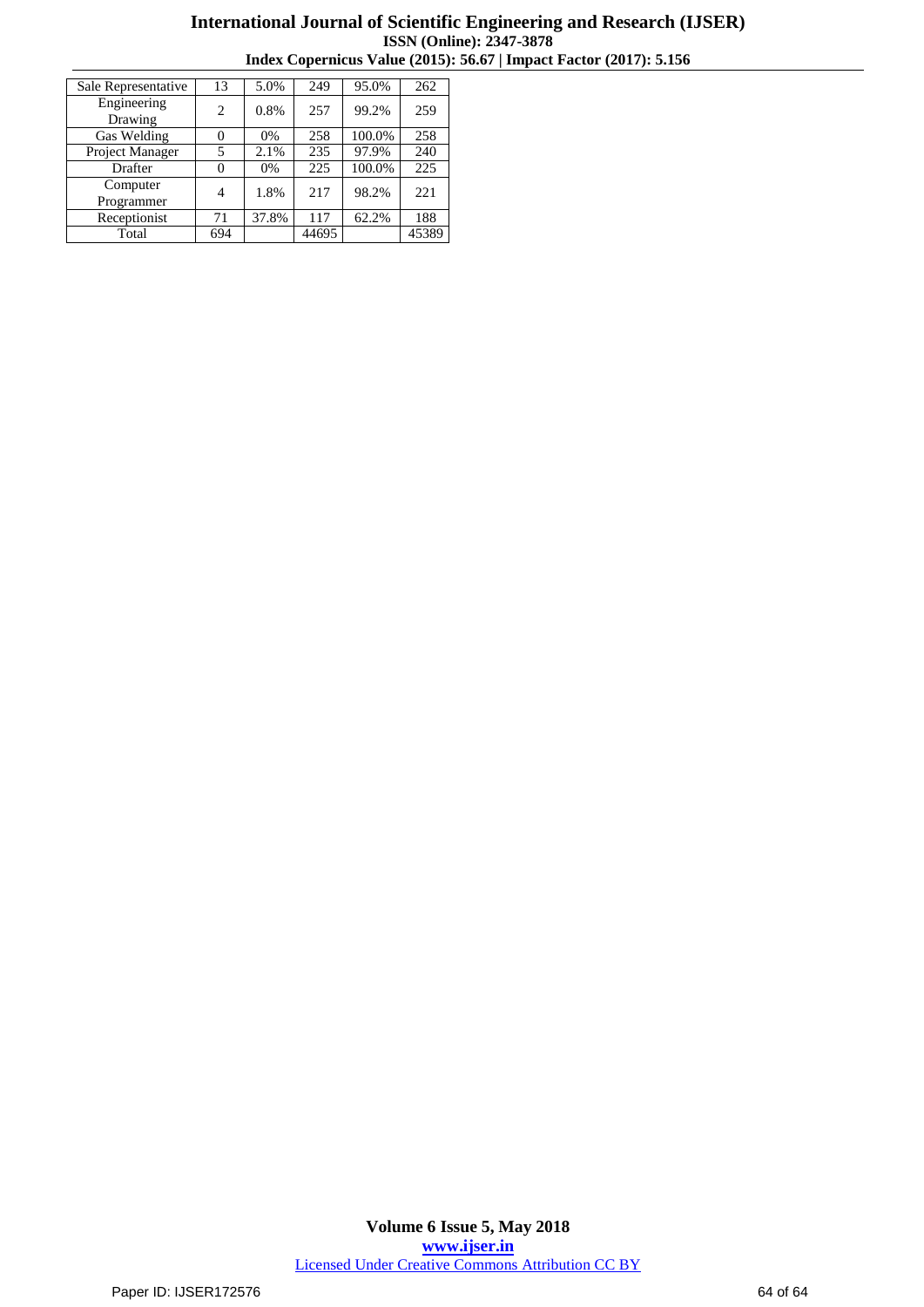| | | | | | |
|---|---|---|---|---|---|
| Sale Representative | 13 | 5.0% | 249 | 95.0% | 262 |
| Engineering Drawing | 2 | 0.8% | 257 | 99.2% | 259 |
| Gas Welding | 0 | 0% | 258 | 100.0% | 258 |
| Project Manager | 5 | 2.1% | 235 | 97.9% | 240 |
| Drafter | 0 | 0% | 225 | 100.0% | 225 |
| Computer Programmer | 4 | 1.8% | 217 | 98.2% | 221 |
| Receptionist | 71 | 37.8% | 117 | 62.2% | 188 |
| Total | 694 | | 44695 | | 45389 |